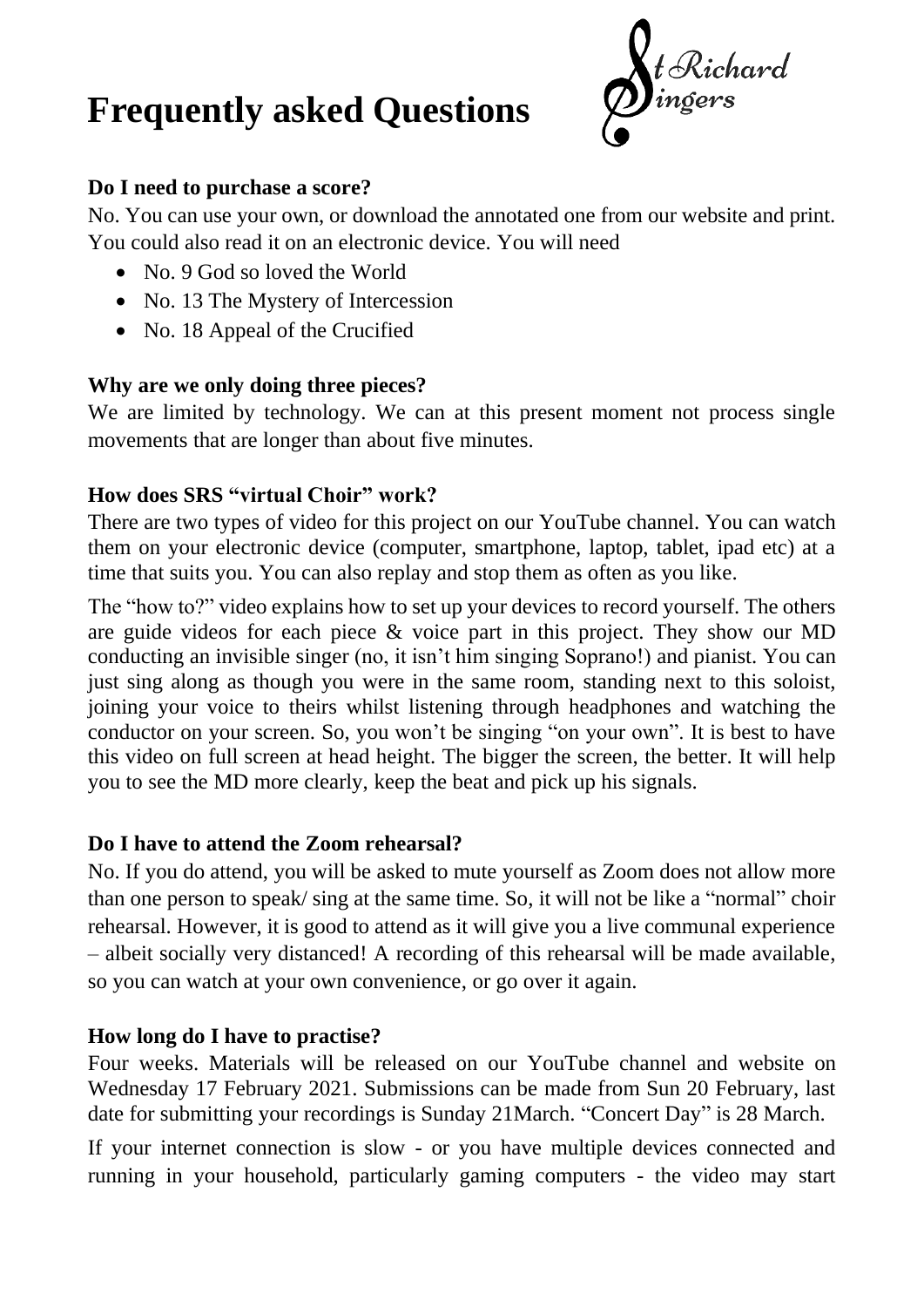# Frequently asked Questions

St Richard Singers

### Do I need to purchase a score?

No. You can use your own, or download the annotated one from our website and print. You could also read it on an electronic device. You will need

- No. 9 God so loved the World
- No. 13 The Mystery of Intercession
- No. 18 Appeal of the Crucified

### Why are we only doing three pieces?

We are limited by technology. We can at this present moment not process single movements that are longer than about five minutes.

### How does SRS "virtual Choir" work?

There are two types of video for this project on our YouTube channel. You can watch them on your electronic device (computer, smartphone, laptop, tablet, ipad etc) at a time that suits you. You can also replay and stop them as often as you like.

The "how to?" video explains how to set up your devices to record yourself. The others are guide videos for each piece & voice part in this project. They show our MD conducting an invisible singer (no, it isn't him singing Soprano!) and pianist. You can just sing along as though you were in the same room, standing next to this soloist, joining your voice to theirs whilst listening through headphones and watching the conductor on your screen. So, you won't be singing "on your own". It is best to have this video on full screen at head height. The bigger the screen, the better. It will help you to see the MD more clearly, keep the beat and pick up his signals.

### Do I have to attend the Zoom rehearsal?

No. If you do attend, you will be asked to mute yourself as Zoom does not allow more than one person to speak/ sing at the same time. So, it will not be like a "normal" choir rehearsal. However, it is good to attend as it will give you a live communal experience – albeit socially very distanced! A recording of this rehearsal will be made available, so you can watch at your own convenience, or go over it again.

### How long do I have to practise?

Four weeks. Materials will be released on our YouTube channel and website on Wednesday 17 February 2021. Submissions can be made from Sun 20 February, last date for submitting your recordings is Sunday 21March. "Concert Day" is 28 March.

If your internet connection is slow - or you have multiple devices connected and running in your household, particularly gaming computers - the video may start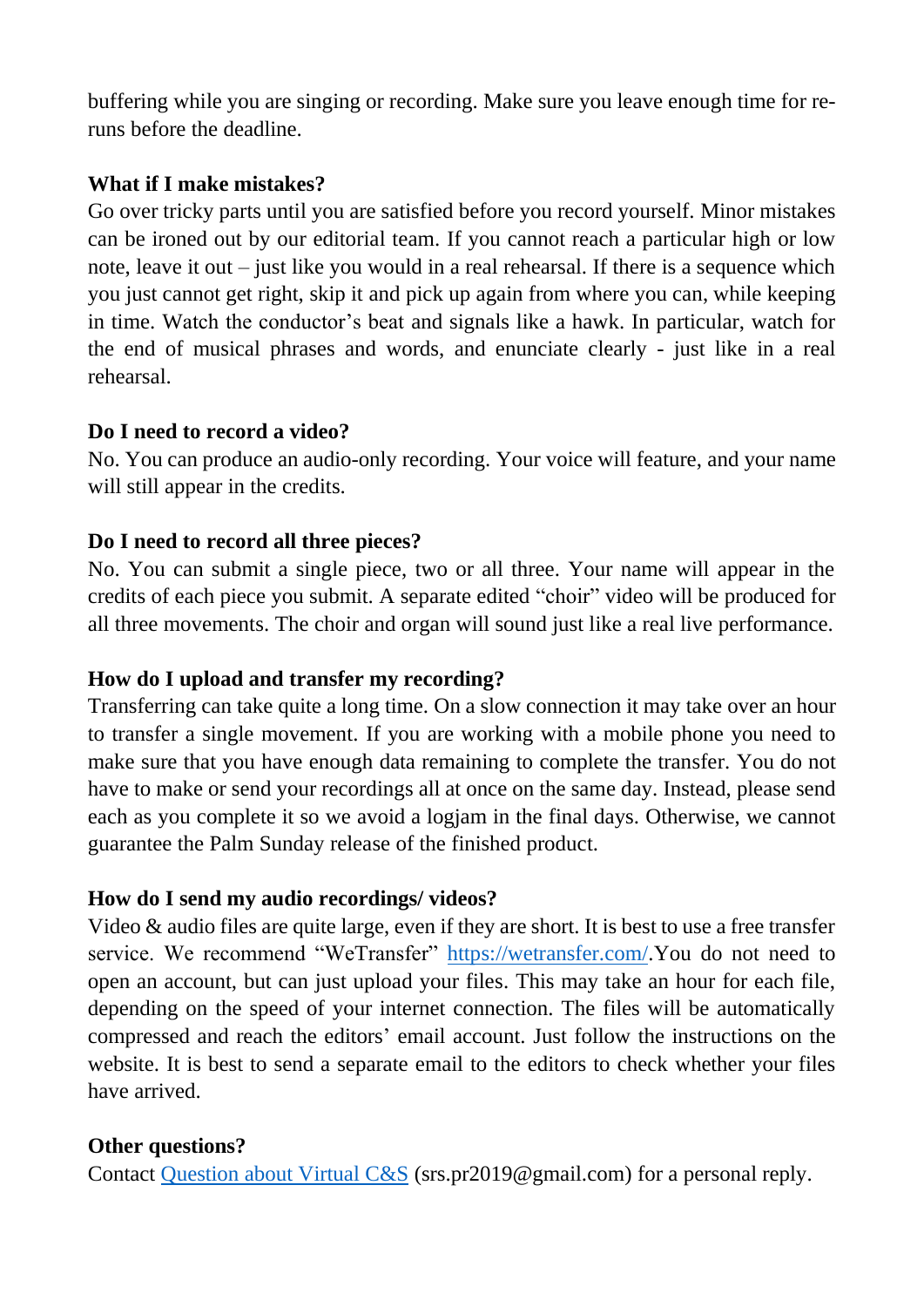buffering while you are singing or recording. Make sure you leave enough time for re-runs before the deadline.

**What if I make mistakes?**

Go over tricky parts until you are satisfied before you record yourself. Minor mistakes can be ironed out by our editorial team. If you cannot reach a particular high or low note, leave it out – just like you would in a real rehearsal. If there is a sequence which you just cannot get right, skip it and pick up again from where you can, while keeping in time. Watch the conductor's beat and signals like a hawk. In particular, watch for the end of musical phrases and words, and enunciate clearly - just like in a real rehearsal.

**Do I need to record a video?**

No. You can produce an audio-only recording. Your voice will feature, and your name will still appear in the credits.

**Do I need to record all three pieces?**

No. You can submit a single piece, two or all three. Your name will appear in the credits of each piece you submit. A separate edited "choir" video will be produced for all three movements. The choir and organ will sound just like a real live performance.

**How do I upload and transfer my recording?**

Transferring can take quite a long time. On a slow connection it may take over an hour to transfer a single movement. If you are working with a mobile phone you need to make sure that you have enough data remaining to complete the transfer. You do not have to make or send your recordings all at once on the same day. Instead, please send each as you complete it so we avoid a logjam in the final days. Otherwise, we cannot guarantee the Palm Sunday release of the finished product.

**How do I send my audio recordings/ videos?**

Video & audio files are quite large, even if they are short. It is best to use a free transfer service. We recommend "WeTransfer" [https://wetransfer.com/](https://wetransfer.com/).You do not need to open an account, but can just upload your files. This may take an hour for each file, depending on the speed of your internet connection. The files will be automatically compressed and reach the editors' email account. Just follow the instructions on the website. It is best to send a separate email to the editors to check whether your files have arrived.

**Other questions?**

Contact [Question about Virtual C&S](mailto:srs.pr2019@gmail.com) (srs.pr2019@gmail.com) for a personal reply.